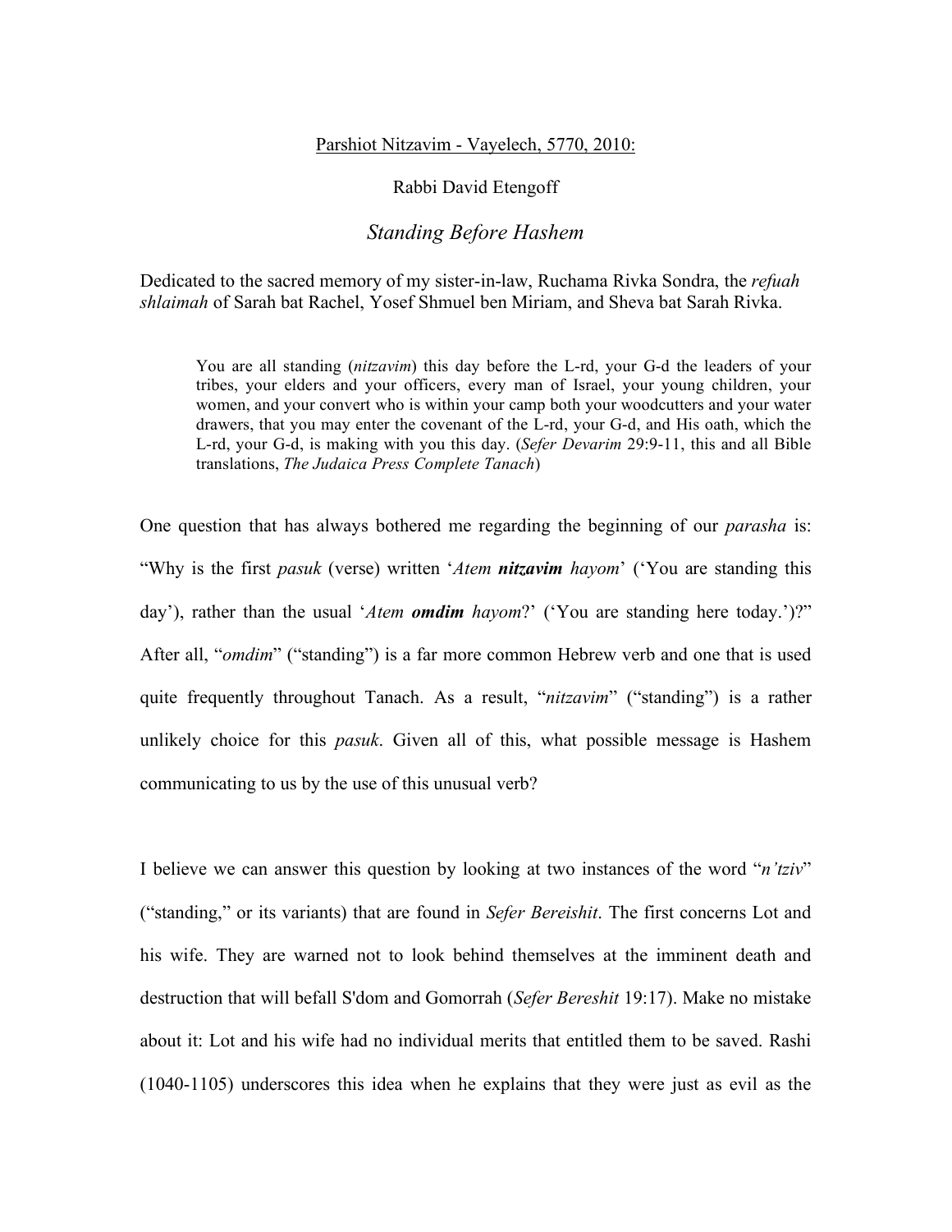Parshiot Nitzavim - Vayelech, 5770, 2010:

Rabbi David Etengoff

# *Standing Before Hashem*

Dedicated to the sacred memory of my sister-in-law, Ruchama Rivka Sondra, the *refuah shlaimah* of Sarah bat Rachel, Yosef Shmuel ben Miriam, and Sheva bat Sarah Rivka.

> You are all standing (*nitzavim*) this day before the L-rd, your G-d the leaders of your tribes, your elders and your officers, every man of Israel, your young children, your women, and your convert who is within your camp both your woodcutters and your water drawers, that you may enter the covenant of the L-rd, your G-d, and His oath, which the L-rd, your G-d, is making with you this day. (*Sefer Devarim* 29:9-11, this and all Bible translations, *The Judaica Press Complete Tanach*)

One question that has always bothered me regarding the beginning of our *parasha* is: "Why is the first *pasuk* (verse) written '*Atem **nitzavim** hayom*' ('You are standing this day'), rather than the usual '*Atem **omdim** hayom*?' ('You are standing here today.')?" After all, "*omdim*" ("standing") is a far more common Hebrew verb and one that is used quite frequently throughout Tanach. As a result, "*nitzavim*" ("standing") is a rather unlikely choice for this *pasuk*. Given all of this, what possible message is Hashem communicating to us by the use of this unusual verb?

I believe we can answer this question by looking at two instances of the word "*n'tziv*" ("standing," or its variants) that are found in *Sefer Bereishit*. The first concerns Lot and his wife. They are warned not to look behind themselves at the imminent death and destruction that will befall S'dom and Gomorrah (*Sefer Bereshit* 19:17). Make no mistake about it: Lot and his wife had no individual merits that entitled them to be saved. Rashi (1040-1105) underscores this idea when he explains that they were just as evil as the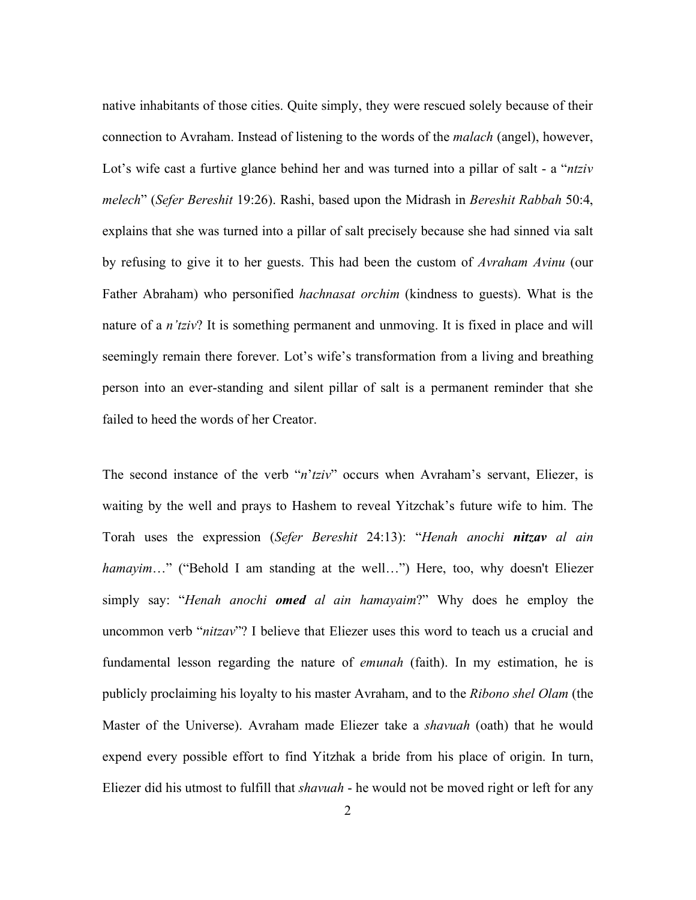native inhabitants of those cities. Quite simply, they were rescued solely because of their connection to Avraham. Instead of listening to the words of the *malach* (angel), however, Lot's wife cast a furtive glance behind her and was turned into a pillar of salt - a "*ntziv melech*" (*Sefer Bereshit* 19:26). Rashi, based upon the Midrash in *Bereshit Rabbah* 50:4, explains that she was turned into a pillar of salt precisely because she had sinned via salt by refusing to give it to her guests. This had been the custom of *Avraham Avinu* (our Father Abraham) who personified *hachnasat orchim* (kindness to guests). What is the nature of a *n'tziv*? It is something permanent and unmoving. It is fixed in place and will seemingly remain there forever. Lot's wife's transformation from a living and breathing person into an ever-standing and silent pillar of salt is a permanent reminder that she failed to heed the words of her Creator.

The second instance of the verb "*n*'*tziv*" occurs when Avraham's servant, Eliezer, is waiting by the well and prays to Hashem to reveal Yitzchak's future wife to him. The Torah uses the expression (*Sefer Bereshit* 24:13): "*Henah anochi **nitzav** al ain hamayim*…" ("Behold I am standing at the well…") Here, too, why doesn't Eliezer simply say: "*Henah anochi **omed** al ain hamayaim*?" Why does he employ the uncommon verb "*nitzav*"? I believe that Eliezer uses this word to teach us a crucial and fundamental lesson regarding the nature of *emunah* (faith). In my estimation, he is publicly proclaiming his loyalty to his master Avraham, and to the *Ribono shel Olam* (the Master of the Universe). Avraham made Eliezer take a *shavuah* (oath) that he would expend every possible effort to find Yitzhak a bride from his place of origin. In turn, Eliezer did his utmost to fulfill that *shavuah* - he would not be moved right or left for any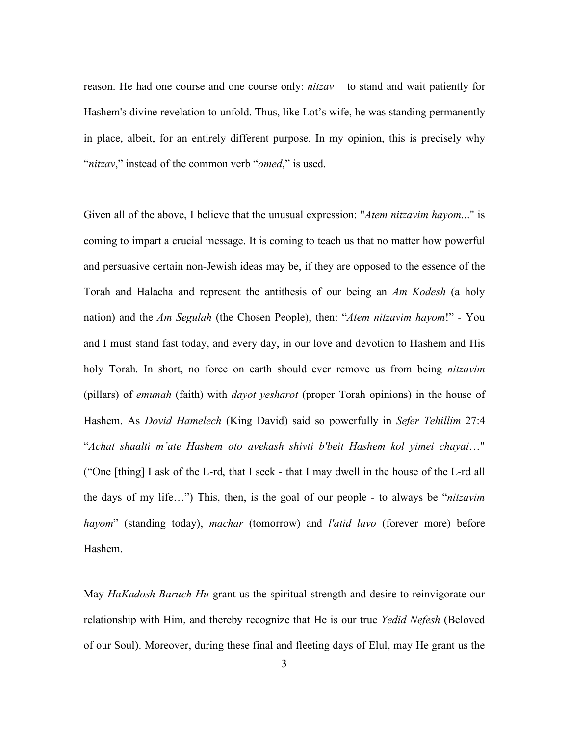reason. He had one course and one course only: *nitzav* – to stand and wait patiently for Hashem's divine revelation to unfold. Thus, like Lot's wife, he was standing permanently in place, albeit, for an entirely different purpose. In my opinion, this is precisely why "*nitzav*," instead of the common verb "*omed*," is used.

Given all of the above, I believe that the unusual expression: "*Atem nitzavim hayom*..." is coming to impart a crucial message. It is coming to teach us that no matter how powerful and persuasive certain non-Jewish ideas may be, if they are opposed to the essence of the Torah and Halacha and represent the antithesis of our being an *Am Kodesh* (a holy nation) and the *Am Segulah* (the Chosen People), then: "*Atem nitzavim hayom*!" - You and I must stand fast today, and every day, in our love and devotion to Hashem and His holy Torah. In short, no force on earth should ever remove us from being *nitzavim* (pillars) of *emunah* (faith) with *dayot yesharot* (proper Torah opinions) in the house of Hashem. As *Dovid Hamelech* (King David) said so powerfully in *Sefer Tehillim* 27:4 "*Achat shaalti m'ate Hashem oto avekash shivti b'beit Hashem kol yimei chayai*…" ("One [thing] I ask of the L-rd, that I seek - that I may dwell in the house of the L-rd all the days of my life…") This, then, is the goal of our people - to always be "*nitzavim hayom*" (standing today), *machar* (tomorrow) and *l'atid lavo* (forever more) before Hashem.

May *HaKadosh Baruch Hu* grant us the spiritual strength and desire to reinvigorate our relationship with Him, and thereby recognize that He is our true *Yedid Nefesh* (Beloved of our Soul). Moreover, during these final and fleeting days of Elul, may He grant us the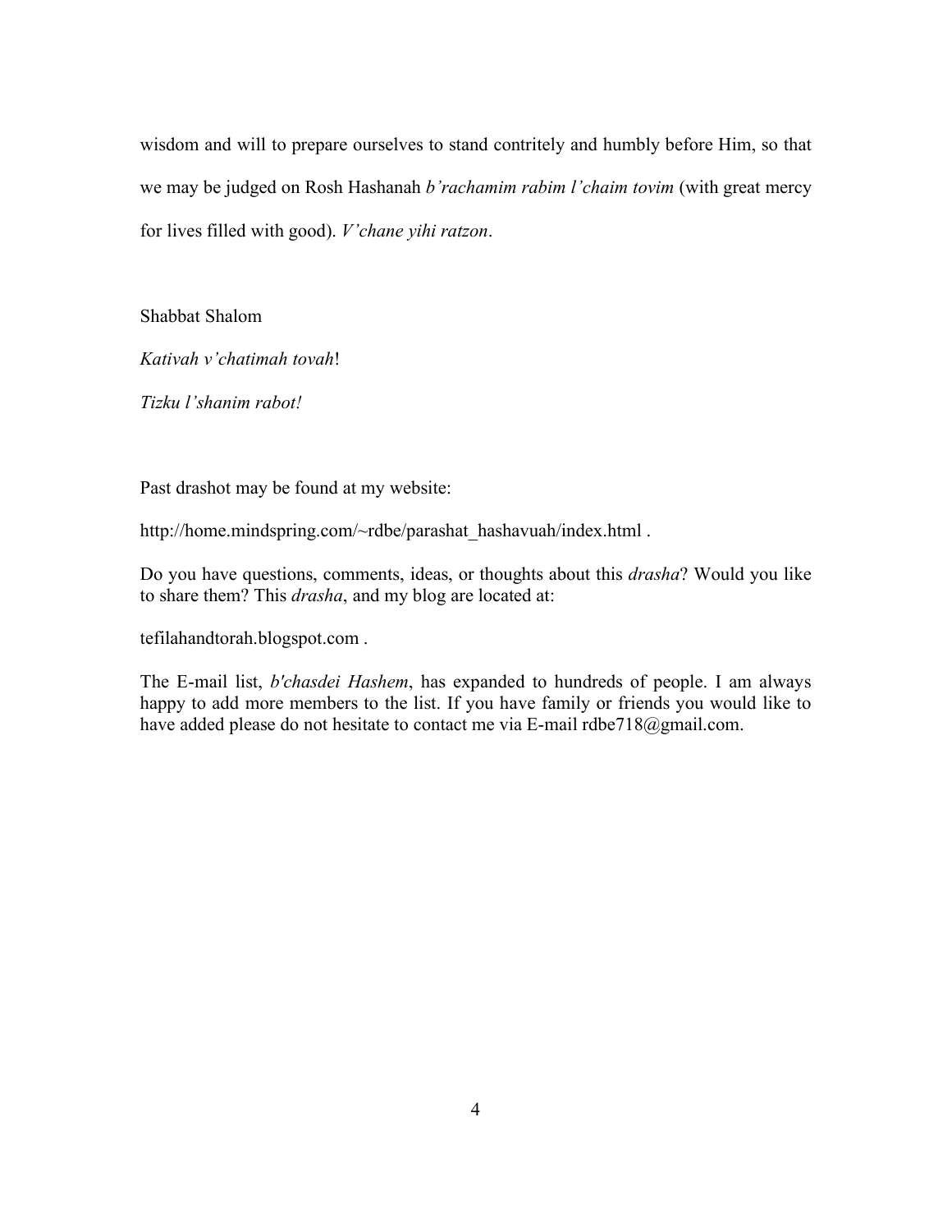wisdom and will to prepare ourselves to stand contritely and humbly before Him, so that we may be judged on Rosh Hashanah *b'rachamim rabim l'chaim tovim* (with great mercy for lives filled with good). *V'chane yihi ratzon*.

Shabbat Shalom

*Kativah v'chatimah tovah*!

*Tizku l'shanim rabot!*

Past drashot may be found at my website:

http://home.mindspring.com/~rdbe/parashat_hashavuah/index.html .

Do you have questions, comments, ideas, or thoughts about this *drasha*? Would you like to share them? This *drasha*, and my blog are located at:

tefilahandtorah.blogspot.com .

The E-mail list, *b'chasdei Hashem*, has expanded to hundreds of people. I am always happy to add more members to the list. If you have family or friends you would like to have added please do not hesitate to contact me via E-mail rdbe718@gmail.com.